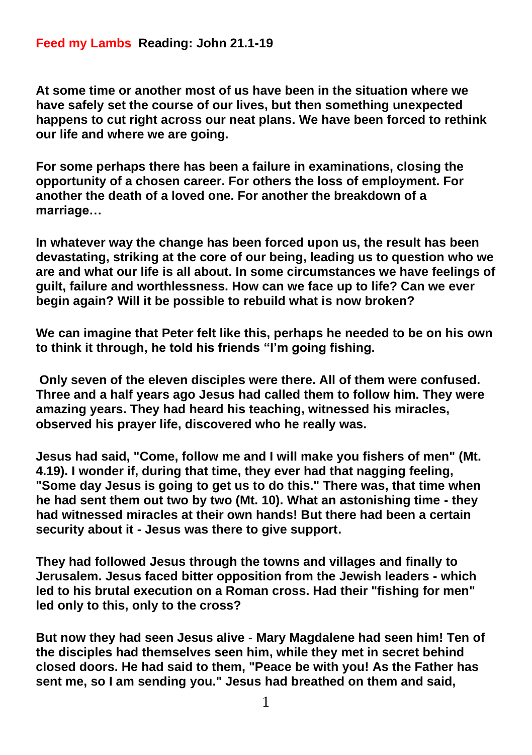**Feed my Lambs Reading: John 21.1-19**

**At some time or another most of us have been in the situation where we have safely set the course of our lives, but then something unexpected happens to cut right across our neat plans. We have been forced to rethink our life and where we are going.**

**For some perhaps there has been a failure in examinations, closing the opportunity of a chosen career. For others the loss of employment. For another the death of a loved one. For another the breakdown of a marriage…**

**In whatever way the change has been forced upon us, the result has been devastating, striking at the core of our being, leading us to question who we are and what our life is all about. In some circumstances we have feelings of guilt, failure and worthlessness. How can we face up to life? Can we ever begin again? Will it be possible to rebuild what is now broken?**

**We can imagine that Peter felt like this, perhaps he needed to be on his own to think it through, he told his friends "I'm going fishing.**

**Only seven of the eleven disciples were there. All of them were confused. Three and a half years ago Jesus had called them to follow him. They were amazing years. They had heard his teaching, witnessed his miracles, observed his prayer life, discovered who he really was.**

**Jesus had said, "Come, follow me and I will make you fishers of men" (Mt. 4.19). I wonder if, during that time, they ever had that nagging feeling, "Some day Jesus is going to get us to do this." There was, that time when he had sent them out two by two (Mt. 10). What an astonishing time - they had witnessed miracles at their own hands! But there had been a certain security about it - Jesus was there to give support.**

**They had followed Jesus through the towns and villages and finally to Jerusalem. Jesus faced bitter opposition from the Jewish leaders - which led to his brutal execution on a Roman cross. Had their "fishing for men" led only to this, only to the cross?**

**But now they had seen Jesus alive - Mary Magdalene had seen him! Ten of the disciples had themselves seen him, while they met in secret behind closed doors. He had said to them, "Peace be with you! As the Father has sent me, so I am sending you." Jesus had breathed on them and said,**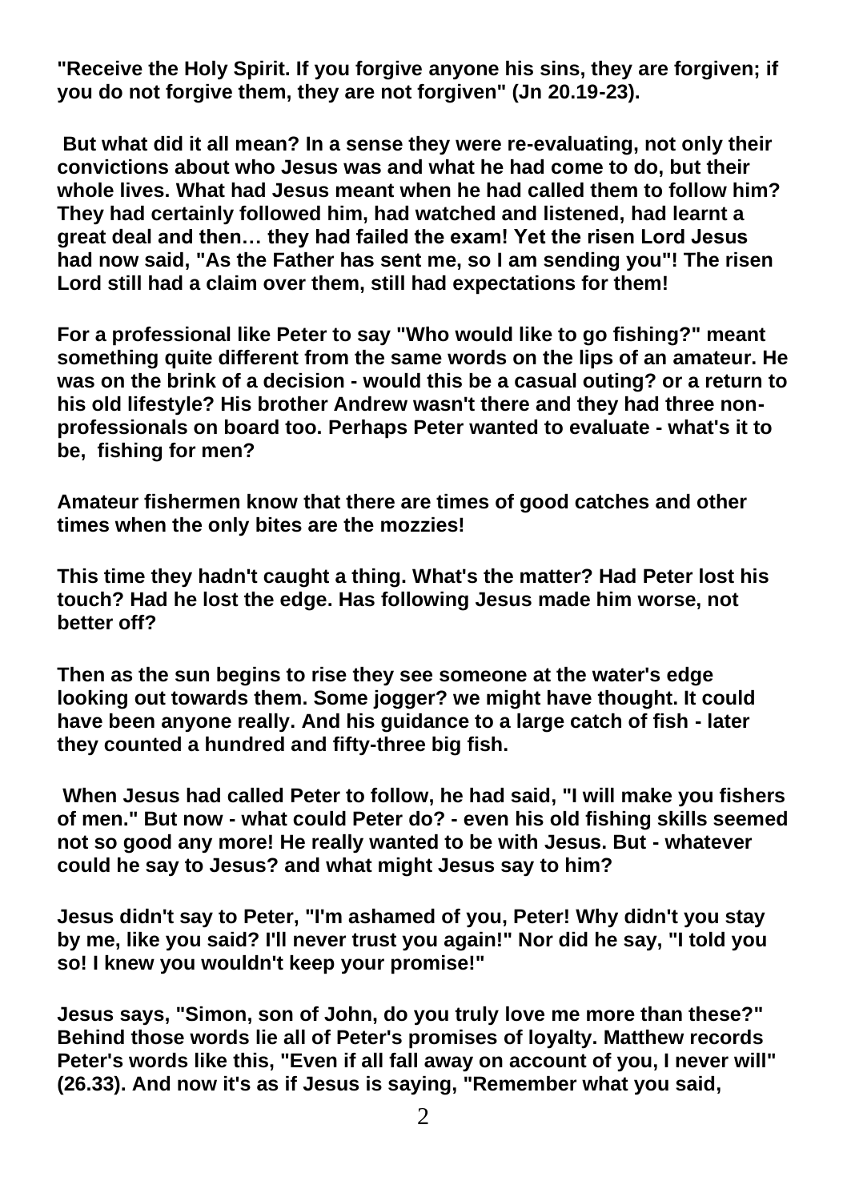**"Receive the Holy Spirit. If you forgive anyone his sins, they are forgiven; if you do not forgive them, they are not forgiven" (Jn 20.19-23).**

**But what did it all mean? In a sense they were re-evaluating, not only their convictions about who Jesus was and what he had come to do, but their whole lives. What had Jesus meant when he had called them to follow him? They had certainly followed him, had watched and listened, had learnt a great deal and then… they had failed the exam! Yet the risen Lord Jesus had now said, "As the Father has sent me, so I am sending you"! The risen Lord still had a claim over them, still had expectations for them!**

**For a professional like Peter to say "Who would like to go fishing?" meant something quite different from the same words on the lips of an amateur. He was on the brink of a decision - would this be a casual outing? or a return to his old lifestyle? His brother Andrew wasn't there and they had three non-professionals on board too. Perhaps Peter wanted to evaluate - what's it to be, fishing for men?**

**Amateur fishermen know that there are times of good catches and other times when the only bites are the mozzies!**

**This time they hadn't caught a thing. What's the matter? Had Peter lost his touch? Had he lost the edge. Has following Jesus made him worse, not better off?**

**Then as the sun begins to rise they see someone at the water's edge looking out towards them. Some jogger? we might have thought. It could have been anyone really. And his guidance to a large catch of fish - later they counted a hundred and fifty-three big fish.**

**When Jesus had called Peter to follow, he had said, "I will make you fishers of men." But now - what could Peter do? - even his old fishing skills seemed not so good any more! He really wanted to be with Jesus. But - whatever could he say to Jesus? and what might Jesus say to him?**

**Jesus didn't say to Peter, "I'm ashamed of you, Peter! Why didn't you stay by me, like you said? I'll never trust you again!" Nor did he say, "I told you so! I knew you wouldn't keep your promise!"**

**Jesus says, "Simon, son of John, do you truly love me more than these?" Behind those words lie all of Peter's promises of loyalty. Matthew records Peter's words like this, "Even if all fall away on account of you, I never will" (26.33). And now it's as if Jesus is saying, "Remember what you said,**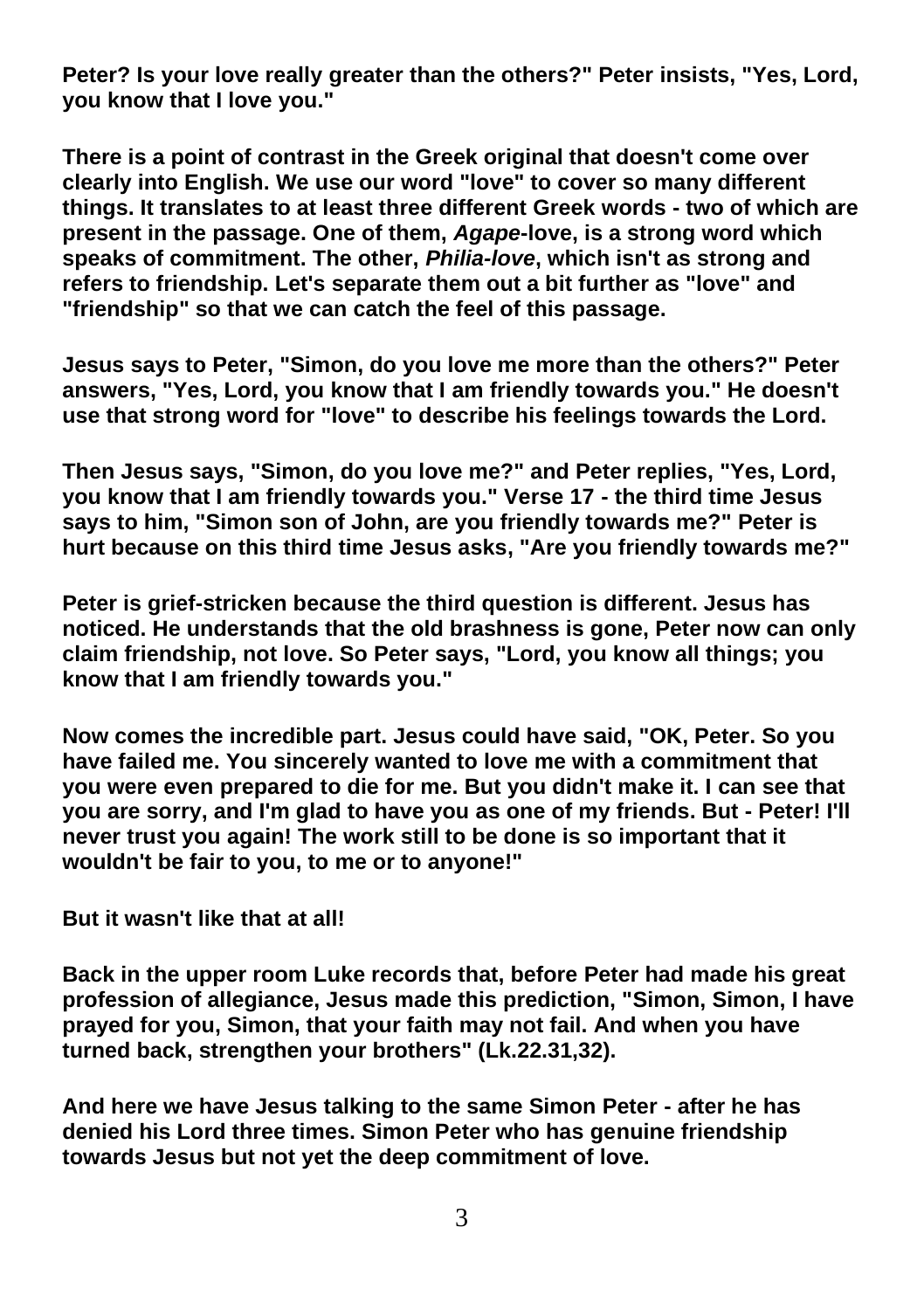**Peter? Is your love really greater than the others?" Peter insists, "Yes, Lord, you know that I love you."**

**There is a point of contrast in the Greek original that doesn't come over clearly into English. We use our word "love" to cover so many different things. It translates to at least three different Greek words - two of which are present in the passage. One of them, *Agape*-love, is a strong word which speaks of commitment. The other, *Philia-love*, which isn't as strong and refers to friendship. Let's separate them out a bit further as "love" and "friendship" so that we can catch the feel of this passage.**

**Jesus says to Peter, "Simon, do you love me more than the others?" Peter answers, "Yes, Lord, you know that I am friendly towards you." He doesn't use that strong word for "love" to describe his feelings towards the Lord.**

**Then Jesus says, "Simon, do you love me?" and Peter replies, "Yes, Lord, you know that I am friendly towards you." Verse 17 - the third time Jesus says to him, "Simon son of John, are you friendly towards me?" Peter is hurt because on this third time Jesus asks, "Are you friendly towards me?"**

**Peter is grief-stricken because the third question is different. Jesus has noticed. He understands that the old brashness is gone, Peter now can only claim friendship, not love. So Peter says, "Lord, you know all things; you know that I am friendly towards you."**

**Now comes the incredible part. Jesus could have said, "OK, Peter. So you have failed me. You sincerely wanted to love me with a commitment that you were even prepared to die for me. But you didn't make it. I can see that you are sorry, and I'm glad to have you as one of my friends. But - Peter! I'll never trust you again! The work still to be done is so important that it wouldn't be fair to you, to me or to anyone!"**

**But it wasn't like that at all!**

**Back in the upper room Luke records that, before Peter had made his great profession of allegiance, Jesus made this prediction, "Simon, Simon, I have prayed for you, Simon, that your faith may not fail. And when you have turned back, strengthen your brothers" (Lk.22.31,32).**

**And here we have Jesus talking to the same Simon Peter - after he has denied his Lord three times. Simon Peter who has genuine friendship towards Jesus but not yet the deep commitment of love.**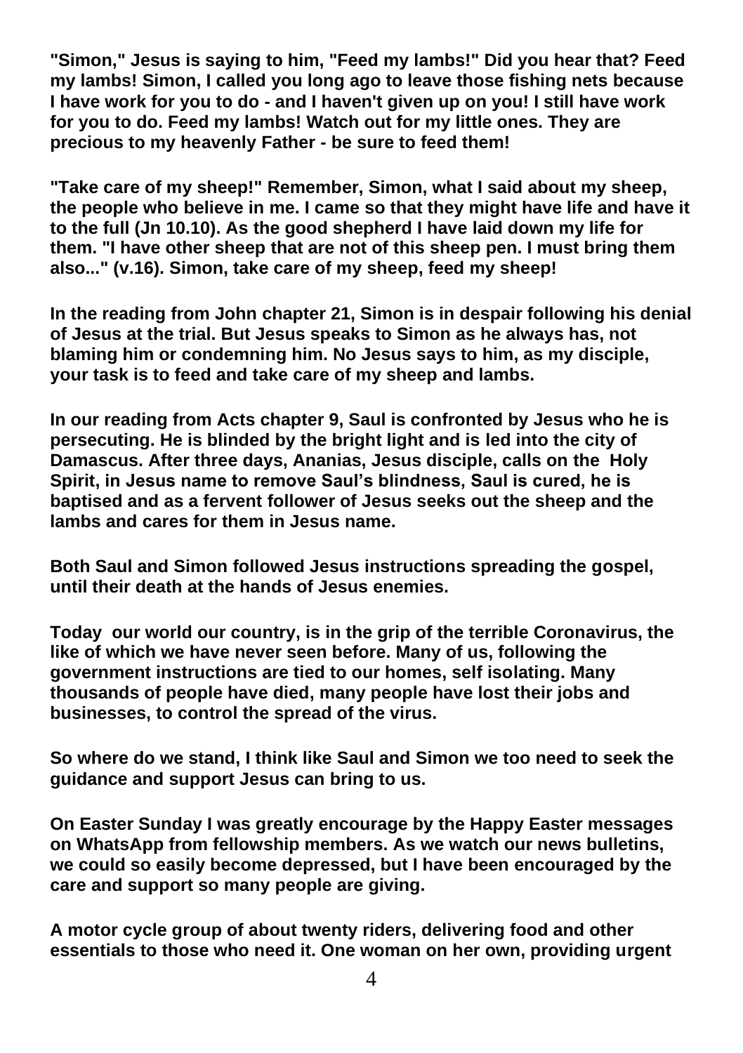**"Simon," Jesus is saying to him, "Feed my lambs!" Did you hear that? Feed my lambs! Simon, I called you long ago to leave those fishing nets because I have work for you to do - and I haven't given up on you! I still have work for you to do. Feed my lambs! Watch out for my little ones. They are precious to my heavenly Father - be sure to feed them!**

**"Take care of my sheep!" Remember, Simon, what I said about my sheep, the people who believe in me. I came so that they might have life and have it to the full (Jn 10.10). As the good shepherd I have laid down my life for them. "I have other sheep that are not of this sheep pen. I must bring them also..." (v.16). Simon, take care of my sheep, feed my sheep!**

**In the reading from John chapter 21, Simon is in despair following his denial of Jesus at the trial. But Jesus speaks to Simon as he always has, not blaming him or condemning him. No Jesus says to him, as my disciple, your task is to feed and take care of my sheep and lambs.**

**In our reading from Acts chapter 9, Saul is confronted by Jesus who he is persecuting. He is blinded by the bright light and is led into the city of Damascus. After three days, Ananias, Jesus disciple, calls on the Holy Spirit, in Jesus name to remove Saul's blindness, Saul is cured, he is baptised and as a fervent follower of Jesus seeks out the sheep and the lambs and cares for them in Jesus name.**

**Both Saul and Simon followed Jesus instructions spreading the gospel, until their death at the hands of Jesus enemies.**

**Today our world our country, is in the grip of the terrible Coronavirus, the like of which we have never seen before. Many of us, following the government instructions are tied to our homes, self isolating. Many thousands of people have died, many people have lost their jobs and businesses, to control the spread of the virus.**

**So where do we stand, I think like Saul and Simon we too need to seek the guidance and support Jesus can bring to us.**

**On Easter Sunday I was greatly encourage by the Happy Easter messages on WhatsApp from fellowship members. As we watch our news bulletins, we could so easily become depressed, but I have been encouraged by the care and support so many people are giving.**

**A motor cycle group of about twenty riders, delivering food and other essentials to those who need it. One woman on her own, providing urgent**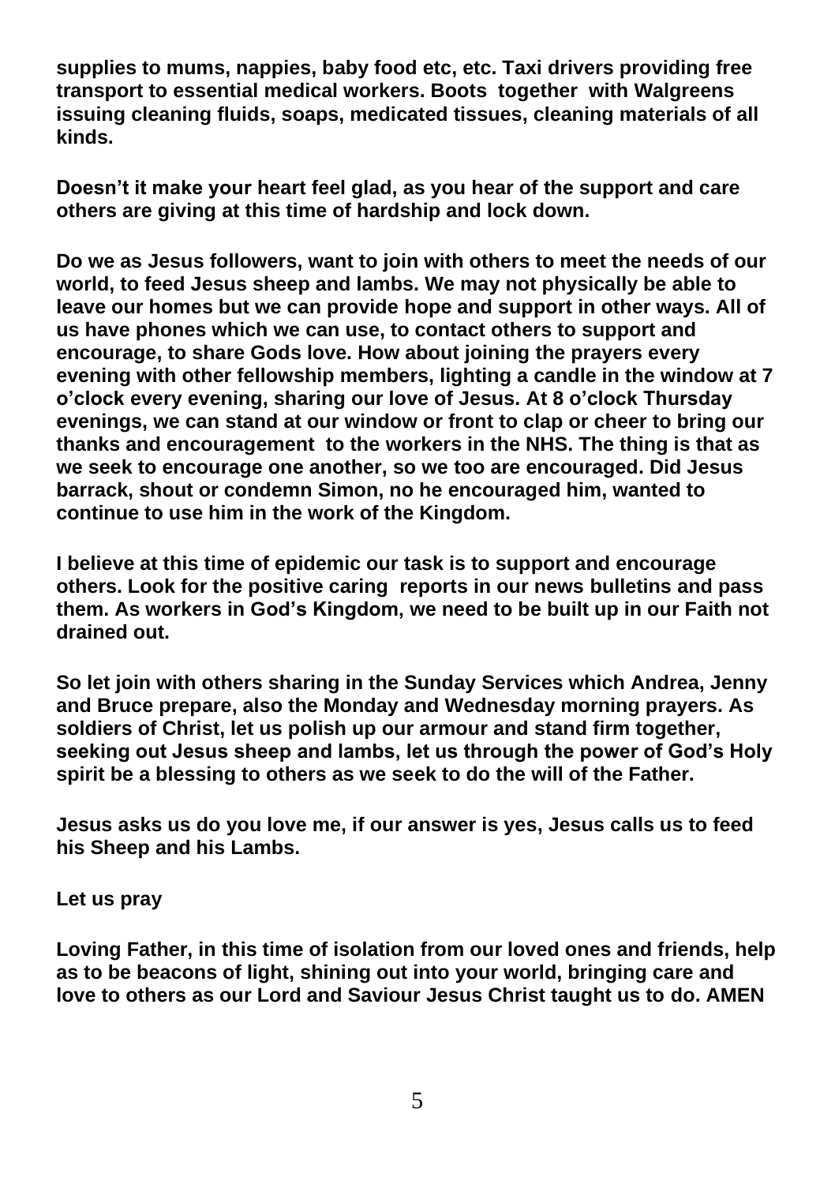**supplies to mums, nappies, baby food etc, etc. Taxi drivers providing free transport to essential medical workers. Boots together with Walgreens issuing cleaning fluids, soaps, medicated tissues, cleaning materials of all kinds.**

**Doesn't it make your heart feel glad, as you hear of the support and care others are giving at this time of hardship and lock down.**

**Do we as Jesus followers, want to join with others to meet the needs of our world, to feed Jesus sheep and lambs. We may not physically be able to leave our homes but we can provide hope and support in other ways. All of us have phones which we can use, to contact others to support and encourage, to share Gods love. How about joining the prayers every evening with other fellowship members, lighting a candle in the window at 7 o'clock every evening, sharing our love of Jesus. At 8 o'clock Thursday evenings, we can stand at our window or front to clap or cheer to bring our thanks and encouragement to the workers in the NHS. The thing is that as we seek to encourage one another, so we too are encouraged. Did Jesus barrack, shout or condemn Simon, no he encouraged him, wanted to continue to use him in the work of the Kingdom.**

**I believe at this time of epidemic our task is to support and encourage others. Look for the positive caring reports in our news bulletins and pass them. As workers in God's Kingdom, we need to be built up in our Faith not drained out.**

**So let join with others sharing in the Sunday Services which Andrea, Jenny and Bruce prepare, also the Monday and Wednesday morning prayers. As soldiers of Christ, let us polish up our armour and stand firm together, seeking out Jesus sheep and lambs, let us through the power of God's Holy spirit be a blessing to others as we seek to do the will of the Father.**

**Jesus asks us do you love me, if our answer is yes, Jesus calls us to feed his Sheep and his Lambs.**

**Let us pray**

**Loving Father, in this time of isolation from our loved ones and friends, help as to be beacons of light, shining out into your world, bringing care and love to others as our Lord and Saviour Jesus Christ taught us to do. AMEN**